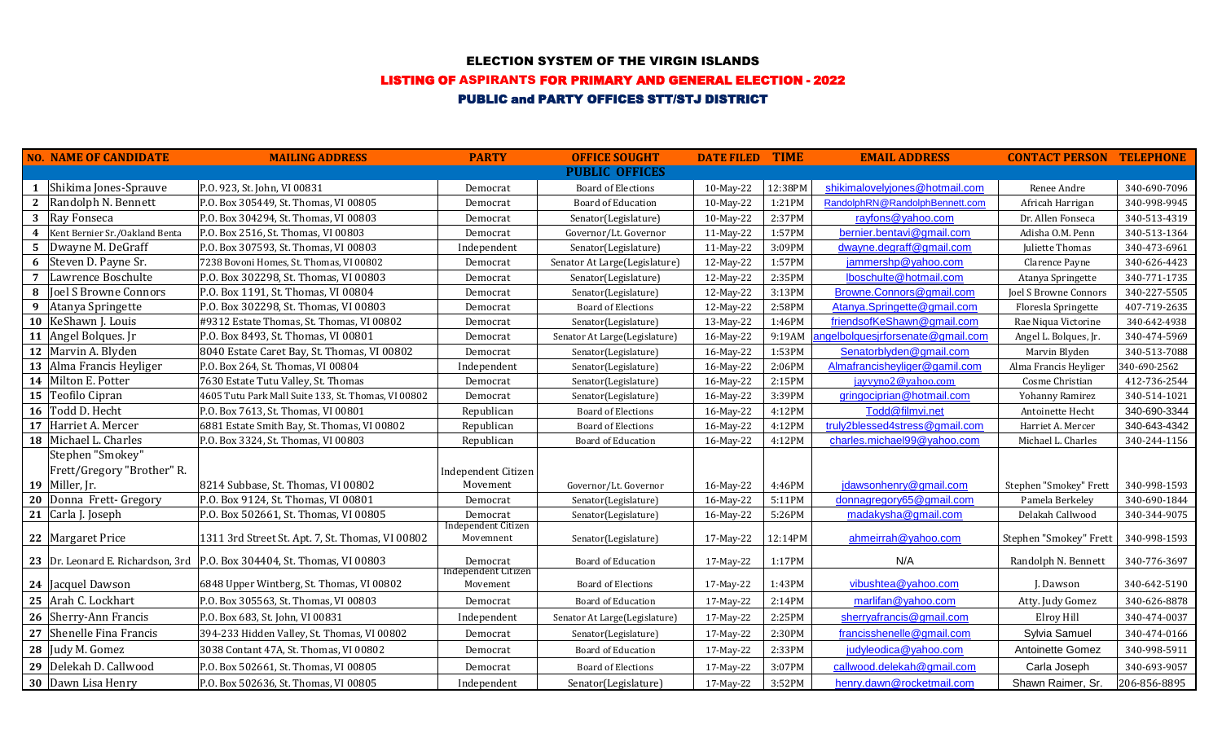# ELECTION SYSTEM OF THE VIRGIN ISLANDS

## LISTING OF ASPIRANTS FOR PRIMARY AND GENERAL ELECTION - 2022

### PUBLIC and PARTY OFFICES STT/STJ DISTRICT

| NO. | NAME OF CANDIDATE | MAILING ADDRESS | PARTY | OFFICE SOUGHT | DATE FILED | TIME | EMAIL ADDRESS | CONTACT PERSON | TELEPHONE |
|---|---|---|---|---|---|---|---|---|---|
| | | | | **PUBLIC OFFICES** | | | | | |
| 1 | Shikima Jones-Sprauve | P.O. 923, St. John, VI 00831 | Democrat | Board of Elections | 10-May-22 | 12:38PM | shikimalovelyjones@hotmail.com | Renee Andre | 340-690-7096 |
| 2 | Randolph N. Bennett | P.O. Box 305449, St. Thomas, VI 00805 | Democrat | Board of Education | 10-May-22 | 1:21PM | RandolphRN@RandolphBennett.com | Africah Harrigan | 340-998-9945 |
| 3 | Ray Fonseca | P.O. Box 304294, St. Thomas, VI 00803 | Democrat | Senator(Legislature) | 10-May-22 | 2:37PM | rayfons@yahoo.com | Dr. Allen Fonseca | 340-513-4319 |
| 4 | Kent Bernier Sr./Oakland Benta | P.O. Box 2516, St. Thomas, VI 00803 | Democrat | Governor/Lt. Governor | 11-May-22 | 1:57PM | bernier.bentavi@gmail.com | Adisha O.M. Penn | 340-513-1364 |
| 5 | Dwayne M. DeGraff | P.O. Box 307593, St. Thomas, VI 00803 | Independent | Senator(Legislature) | 11-May-22 | 3:09PM | dwayne.degraff@gmail.com | Juliette Thomas | 340-473-6961 |
| 6 | Steven D. Payne Sr. | 7238 Bovoni Homes, St. Thomas, VI 00802 | Democrat | Senator At Large(Legislature) | 12-May-22 | 1:57PM | jammershp@yahoo.com | Clarence Payne | 340-626-4423 |
| 7 | Lawrence Boschulte | P.O. Box 302298, St. Thomas, VI 00803 | Democrat | Senator(Legislature) | 12-May-22 | 2:35PM | lboschulte@hotmail.com | Atanya Springette | 340-771-1735 |
| 8 | Joel S Browne Connors | P.O. Box 1191, St. Thomas, VI 00804 | Democrat | Senator(Legislature) | 12-May-22 | 3:13PM | Browne.Connors@gmail.com | Joel S Browne Connors | 340-227-5505 |
| 9 | Atanya Springette | P.O. Box 302298, St. Thomas, VI 00803 | Democrat | Board of Elections | 12-May-22 | 2:58PM | Atanya.Springette@gmail.com | Floresla Springette | 407-719-2635 |
| 10 | KeShawn J. Louis | #9312 Estate Thomas, St. Thomas, VI 00802 | Democrat | Senator(Legislature) | 13-May-22 | 1:46PM | friendsofKeShawn@gmail.com | Rae Niqua Victorine | 340-642-4938 |
| 11 | Angel Bolques. Jr | P.O. Box 8493, St. Thomas, VI 00801 | Democrat | Senator At Large(Legislature) | 16-May-22 | 9:19AM | angelbolquesjrforsenate@gmail.com | Angel L. Bolques, Jr. | 340-474-5969 |
| 12 | Marvin A. Blyden | 8040 Estate Caret Bay, St. Thomas, VI 00802 | Democrat | Senator(Legislature) | 16-May-22 | 1:53PM | Senatorblyden@gmail.com | Marvin Blyden | 340-513-7088 |
| 13 | Alma Francis Heyliger | P.O. Box 264, St. Thomas, VI 00804 | Independent | Senator(Legislature) | 16-May-22 | 2:06PM | Almafrancisheyliger@gamil.com | Alma Francis Heyliger | 340-690-2562 |
| 14 | Milton E. Potter | 7630 Estate Tutu Valley, St. Thomas | Democrat | Senator(Legislature) | 16-May-22 | 2:15PM | jayvyno2@yahoo.com | Cosme Christian | 412-736-2544 |
| 15 | Teofilo Cipran | 4605 Tutu Park Mall Suite 133, St. Thomas, VI 00802 | Democrat | Senator(Legislature) | 16-May-22 | 3:39PM | gringociprian@hotmail.com | Yohanny Ramirez | 340-514-1021 |
| 16 | Todd D. Hecht | P.O. Box 7613, St. Thomas, VI 00801 | Republican | Board of Elections | 16-May-22 | 4:12PM | Todd@filmvi.net | Antoinette Hecht | 340-690-3344 |
| 17 | Harriet A. Mercer | 6881 Estate Smith Bay, St. Thomas, VI 00802 | Republican | Board of Elections | 16-May-22 | 4:12PM | truly2blessed4stress@gmail.com | Harriet A. Mercer | 340-643-4342 |
| 18 | Michael L. Charles | P.O. Box 3324, St. Thomas, VI 00803 | Republican | Board of Education | 16-May-22 | 4:12PM | charles.michael99@yahoo.com | Michael L. Charles | 340-244-1156 |
| 19 | Stephen "Smokey" Frett/Gregory "Brother" R. Miller, Jr. | 8214 Subbase, St. Thomas, VI 00802 | Independent Citizen Movement | Governor/Lt. Governor | 16-May-22 | 4:46PM | jdawsonhenry@gmail.com | Stephen "Smokey" Frett | 340-998-1593 |
| 20 | Donna Frett- Gregory | P.O. Box 9124, St. Thomas, VI 00801 | Democrat | Senator(Legislature) | 16-May-22 | 5:11PM | donnagregory65@gmail.com | Pamela Berkeley | 340-690-1844 |
| 21 | Carla J. Joseph | P.O. Box 502661, St. Thomas, VI 00805 | Democrat | Senator(Legislature) | 16-May-22 | 5:26PM | madakysha@gmail.com | Delakah Callwood | 340-344-9075 |
| 22 | Margaret Price | 1311 3rd Street St. Apt. 7, St. Thomas, VI 00802 | Independent Citizen Movemnent | Senator(Legislature) | 17-May-22 | 12:14PM | ahmeirrah@yahoo.com | Stephen "Smokey" Frett | 340-998-1593 |
| 23 | Dr. Leonard E. Richardson, 3rd | P.O. Box 304404, St. Thomas, VI 00803 | Democrat | Board of Education | 17-May-22 | 1:17PM | N/A | Randolph N. Bennett | 340-776-3697 |
| 24 | Jacquel Dawson | 6848 Upper Wintberg, St. Thomas, VI 00802 | Independent Citizen Movement | Board of Elections | 17-May-22 | 1:43PM | vibushtea@yahoo.com | J. Dawson | 340-642-5190 |
| 25 | Arah C. Lockhart | P.O. Box 305563, St. Thomas, VI 00803 | Democrat | Board of Education | 17-May-22 | 2:14PM | marlifan@yahoo.com | Atty. Judy Gomez | 340-626-8878 |
| 26 | Sherry-Ann Francis | P.O. Box 683, St. John, VI 00831 | Independent | Senator At Large(Legislature) | 17-May-22 | 2:25PM | sherryafrancis@gmail.com | Elroy Hill | 340-474-0037 |
| 27 | Shenelle Fina Francis | 394-233 Hidden Valley, St. Thomas, VI 00802 | Democrat | Senator(Legislature) | 17-May-22 | 2:30PM | francisshenelle@gmail.com | Sylvia Samuel | 340-474-0166 |
| 28 | Judy M. Gomez | 3038 Contant 47A, St. Thomas, VI 00802 | Democrat | Board of Education | 17-May-22 | 2:33PM | judyleodica@yahoo.com | Antoinette Gomez | 340-998-5911 |
| 29 | Delekah D. Callwood | P.O. Box 502661, St. Thomas, VI 00805 | Democrat | Board of Elections | 17-May-22 | 3:07PM | callwood.delekah@gmail.com | Carla Joseph | 340-693-9057 |
| 30 | Dawn Lisa Henry | P.O. Box 502636, St. Thomas, VI 00805 | Independent | Senator(Legislature) | 17-May-22 | 3:52PM | henry.dawn@rocketmail.com | Shawn Raimer, Sr. | 206-856-8895 |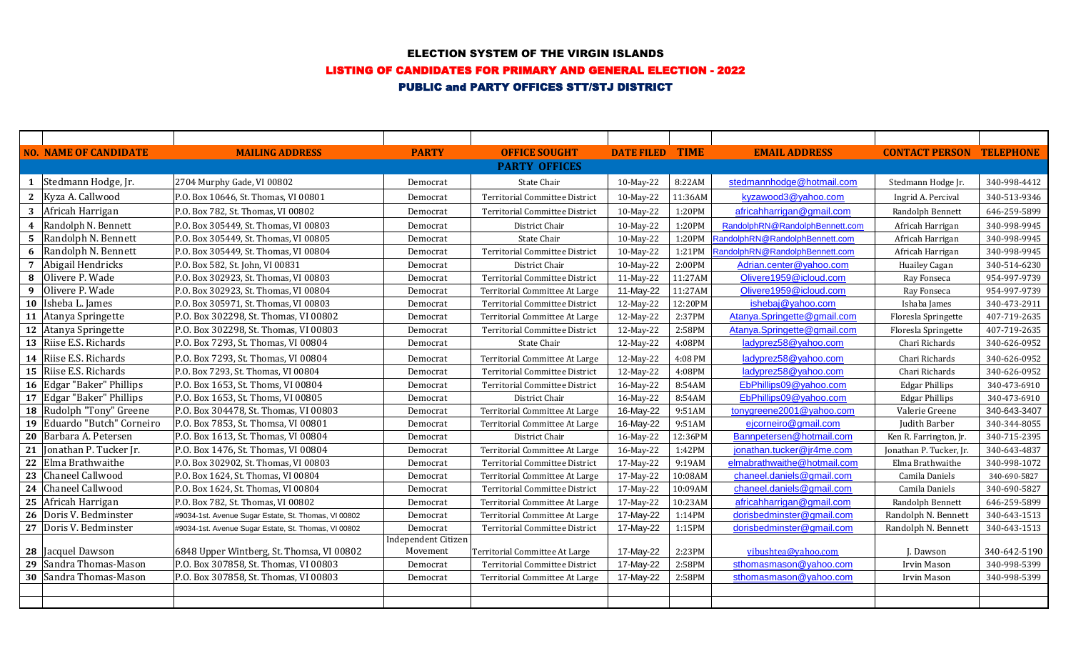# ELECTION SYSTEM OF THE VIRGIN ISLANDS

## LISTING OF CANDIDATES FOR PRIMARY AND GENERAL ELECTION - 2022

## PUBLIC and PARTY OFFICES STT/STJ DISTRICT

| NO. | NAME OF CANDIDATE | MAILING ADDRESS | PARTY | OFFICE SOUGHT | DATE FILED | TIME | EMAIL ADDRESS | CONTACT PERSON | TELEPHONE |
|---|---|---|---|---|---|---|---|---|---|
| | | | | PARTY OFFICES | | | | | |
| 1 | Stedmann Hodge, Jr. | 2704 Murphy Gade, VI 00802 | Democrat | State Chair | 10-May-22 | 8:22AM | stedmannhodge@hotmail.com | Stedmann Hodge Jr. | 340-998-4412 |
| 2 | Kyza A. Callwood | P.O. Box 10646, St. Thomas, VI 00801 | Democrat | Territorial Committee District | 10-May-22 | 11:36AM | kyzawood3@yahoo.com | Ingrid A. Percival | 340-513-9346 |
| 3 | Africah Harrigan | P.O. Box 782, St. Thomas, VI 00802 | Democrat | Territorial Committee District | 10-May-22 | 1:20PM | africahharrigan@gmail.com | Randolph Bennett | 646-259-5899 |
| 4 | Randolph N. Bennett | P.O. Box 305449, St. Thomas, VI 00803 | Democrat | District Chair | 10-May-22 | 1:20PM | RandolphRN@RandolphBennett.com | Africah Harrigan | 340-998-9945 |
| 5 | Randolph N. Bennett | P.O. Box 305449, St. Thomas, VI 00805 | Democrat | State Chair | 10-May-22 | 1:20PM | RandolphRN@RandolphBennett.com | Africah Harrigan | 340-998-9945 |
| 6 | Randolph N. Bennett | P.O. Box 305449, St. Thomas, VI 00804 | Democrat | Territorial Committee District | 10-May-22 | 1:21PM | RandolphRN@RandolphBennett.com | Africah Harrigan | 340-998-9945 |
| 7 | Abigail Hendricks | P.O. Box 582, St. John, VI 00831 | Democrat | District Chair | 10-May-22 | 2:00PM | Adrian.center@yahoo.com | Huailey Cagan | 340-514-6230 |
| 8 | Olivere P. Wade | P.O. Box 302923, St. Thomas, VI 00803 | Democrat | Territorial Committee District | 11-May-22 | 11:27AM | Olivere1959@icloud.com | Ray Fonseca | 954-997-9739 |
| 9 | Olivere P. Wade | P.O. Box 302923, St. Thomas, VI 00804 | Democrat | Territorial Committee At Large | 11-May-22 | 11:27AM | Olivere1959@icloud.com | Ray Fonseca | 954-997-9739 |
| 10 | Isheba L. James | P.O. Box 305971, St. Thomas, VI 00803 | Democrat | Territorial Committee District | 12-May-22 | 12:20PM | ishebaj@yahoo.com | Ishaba James | 340-473-2911 |
| 11 | Atanya Springette | P.O. Box 302298, St. Thomas, VI 00802 | Democrat | Territorial Committee At Large | 12-May-22 | 2:37PM | Atanya.Springette@gmail.com | Floresla Springette | 407-719-2635 |
| 12 | Atanya Springette | P.O. Box 302298, St. Thomas, VI 00803 | Democrat | Territorial Committee District | 12-May-22 | 2:58PM | Atanya.Springette@gmail.com | Floresla Springette | 407-719-2635 |
| 13 | Riise E.S. Richards | P.O. Box 7293, St. Thomas, VI 00804 | Democrat | State Chair | 12-May-22 | 4:08PM | ladyprez58@yahoo.com | Chari Richards | 340-626-0952 |
| 14 | Riise E.S. Richards | P.O. Box 7293, St. Thomas, VI 00804 | Democrat | Territorial Committee At Large | 12-May-22 | 4:08 PM | ladyprez58@yahoo.com | Chari Richards | 340-626-0952 |
| 15 | Riise E.S. Richards | P.O. Box 7293, St. Thomas, VI 00804 | Democrat | Territorial Committee District | 12-May-22 | 4:08PM | ladyprez58@yahoo.com | Chari Richards | 340-626-0952 |
| 16 | Edgar "Baker" Phillips | P.O. Box 1653, St. Thoms, VI 00804 | Democrat | Territorial Committee District | 16-May-22 | 8:54AM | EbPhillips09@yahoo.com | Edgar Phillips | 340-473-6910 |
| 17 | Edgar "Baker" Phillips | P.O. Box 1653, St. Thoms, VI 00805 | Democrat | District Chair | 16-May-22 | 8:54AM | EbPhillips09@yahoo.com | Edgar Phillips | 340-473-6910 |
| 18 | Rudolph "Tony" Greene | P.O. Box 304478, St. Thomas, VI 00803 | Democrat | Territorial Committee At Large | 16-May-22 | 9:51AM | tonygreene2001@yahoo.com | Valerie Greene | 340-643-3407 |
| 19 | Eduardo "Butch" Corneiro | P.O. Box 7853, St. Thomas, VI 00801 | Democrat | Territorial Committee At Large | 16-May-22 | 9:51AM | ejcorneiro@gmail.com | Judith Barber | 340-344-8055 |
| 20 | Barbara A. Petersen | P.O. Box 1613, St. Thomas, VI 00804 | Democrat | District Chair | 16-May-22 | 12:36PM | Bannpetersen@hotmail.com | Ken R. Farrington, Jr. | 340-715-2395 |
| 21 | Jonathan P. Tucker Jr. | P.O. Box 1476, St. Thomas, VI 00804 | Democrat | Territorial Committee At Large | 16-May-22 | 1:42PM | jonathan.tucker@jr4me.com | Jonathan P. Tucker, Jr. | 340-643-4837 |
| 22 | Elma Brathwaithe | P.O. Box 302902, St. Thomas, VI 00803 | Democrat | Territorial Committee District | 17-May-22 | 9:19AM | elmabrathwaithe@hotmail.com | Elma Brathwaithe | 340-998-1072 |
| 23 | Chaneel Callwood | P.O. Box 1624, St. Thomas, VI 00804 | Democrat | Territorial Committee At Large | 17-May-22 | 10:08AM | chaneel.daniels@gmail.com | Camila Daniels | 340-690-5827 |
| 24 | Chaneel Callwood | P.O. Box 1624, St. Thomas, VI 00804 | Democrat | Territorial Committee District | 17-May-22 | 10:09AM | chaneel.daniels@gmail.com | Camila Daniels | 340-690-5827 |
| 25 | Africah Harrigan | P.O. Box 782, St. Thomas, VI 00802 | Democrat | Territorial Committee At Large | 17-May-22 | 10:23AM | africahharrigan@gmail.com | Randolph Bennett | 646-259-5899 |
| 26 | Doris V. Bedminster | #9034-1st. Avenue Sugar Estate, St. Thomas, VI 00802 | Democrat | Territorial Committee At Large | 17-May-22 | 1:14PM | dorisbedminster@gmail.com | Randolph N. Bennett | 340-643-1513 |
| 27 | Doris V. Bedminster | #9034-1st. Avenue Sugar Estate, St. Thomas, VI 00802 | Democrat | Territorial Committee District | 17-May-22 | 1:15PM | dorisbedminster@gmail.com | Randolph N. Bennett | 340-643-1513 |
| 28 | Jacquel Dawson | 6848 Upper Wintberg, St. Thomsa, VI 00802 | Independent Citizen Movement | Territorial Committee At Large | 17-May-22 | 2:23PM | vibushtea@yahoo.com | J. Dawson | 340-642-5190 |
| 29 | Sandra Thomas-Mason | P.O. Box 307858, St. Thomas, VI 00803 | Democrat | Territorial Committee District | 17-May-22 | 2:58PM | sthomasmason@yahoo.com | Irvin Mason | 340-998-5399 |
| 30 | Sandra Thomas-Mason | P.O. Box 307858, St. Thomas, VI 00803 | Democrat | Territorial Committee At Large | 17-May-22 | 2:58PM | sthomasmason@yahoo.com | Irvin Mason | 340-998-5399 |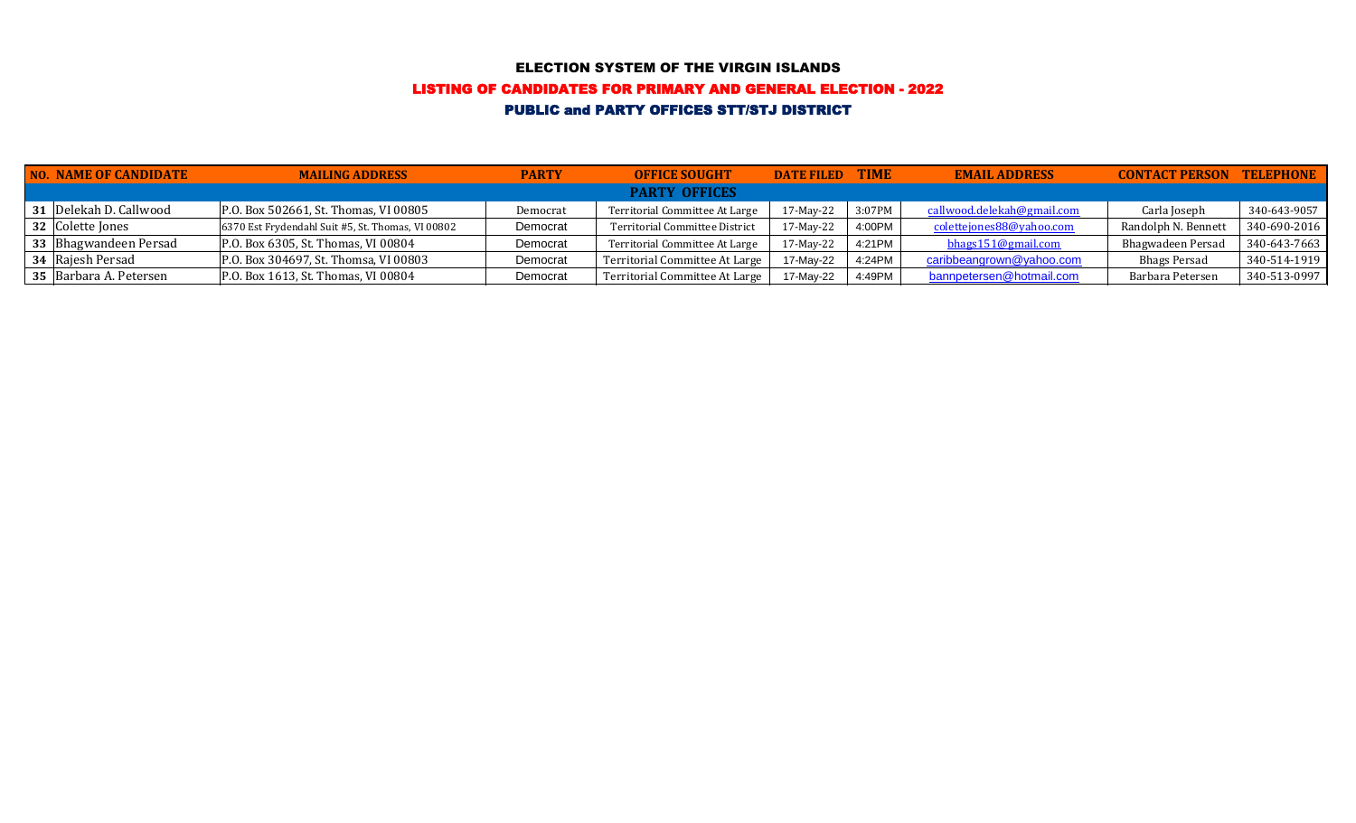# ELECTION SYSTEM OF THE VIRGIN ISLANDS

## LISTING OF CANDIDATES FOR PRIMARY AND GENERAL ELECTION - 2022

## PUBLIC and PARTY OFFICES STT/STJ DISTRICT

| NO. | NAME OF CANDIDATE | MAILING ADDRESS | PARTY | OFFICE SOUGHT | DATE FILED | TIME | EMAIL ADDRESS | CONTACT PERSON | TELEPHONE |
|---|---|---|---|---|---|---|---|---|---|
| | | | | PARTY OFFICES | | | | | |
| 31 | Delekah D. Callwood | P.O. Box 502661, St. Thomas, VI 00805 | Democrat | Territorial Committee At Large | 17-May-22 | 3:07PM | callwood.delekah@gmail.com | Carla Joseph | 340-643-9057 |
| 32 | Colette Jones | 6370 Est Frydendahl Suit #5, St. Thomas, VI 00802 | Democrat | Territorial Committee District | 17-May-22 | 4:00PM | colettejones88@yahoo.com | Randolph N. Bennett | 340-690-2016 |
| 33 | Bhagwandeen Persad | P.O. Box 6305, St. Thomas, VI 00804 | Democrat | Territorial Committee At Large | 17-May-22 | 4:21PM | bhags151@gmail.com | Bhagwadeen Persad | 340-643-7663 |
| 34 | Rajesh Persad | P.O. Box 304697, St. Thomsa, VI 00803 | Democrat | Territorial Committee At Large | 17-May-22 | 4:24PM | caribbeangrown@yahoo.com | Bhags Persad | 340-514-1919 |
| 35 | Barbara A. Petersen | P.O. Box 1613, St. Thomas, VI 00804 | Democrat | Territorial Committee At Large | 17-May-22 | 4:49PM | bannpetersen@hotmail.com | Barbara Petersen | 340-513-0997 |